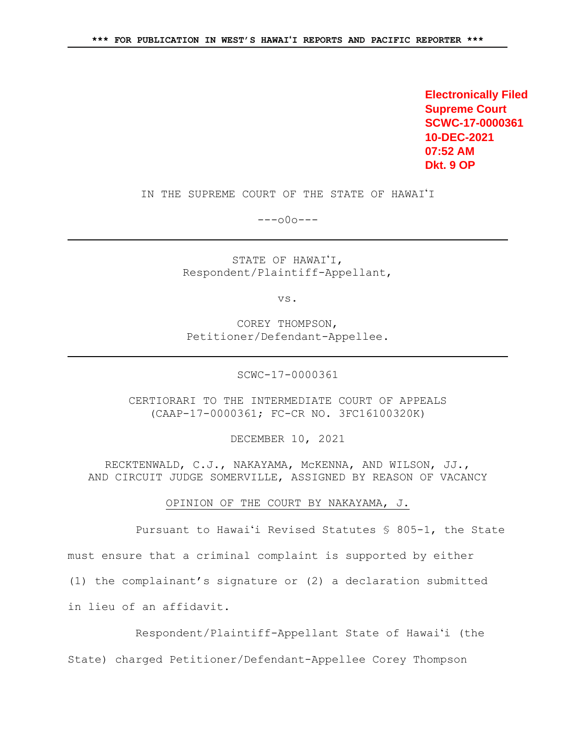**Electronically Filed**
**Supreme Court**
**SCWC-17-0000361**
**10-DEC-2021**
**07:52 AM**
**Dkt. 9 OP**

IN THE SUPREME COURT OF THE STATE OF HAWAIʻI

---o0o---

---

STATE OF HAWAIʻI,
Respondent/Plaintiff-Appellant,

vs.

COREY THOMPSON,
Petitioner/Defendant-Appellee.

---

SCWC-17-0000361

CERTIORARI TO THE INTERMEDIATE COURT OF APPEALS
(CAAP-17-0000361; FC-CR NO. 3FC16100320K)

DECEMBER 10, 2021

RECKTENWALD, C.J., NAKAYAMA, McKENNA, AND WILSON, JJ.,
AND CIRCUIT JUDGE SOMERVILLE, ASSIGNED BY REASON OF VACANCY

OPINION OF THE COURT BY NAKAYAMA, J.

Pursuant to Hawaiʻi Revised Statutes § 805-1, the State must ensure that a criminal complaint is supported by either (1) the complainant's signature or (2) a declaration submitted in lieu of an affidavit.

Respondent/Plaintiff-Appellant State of Hawaiʻi (the State) charged Petitioner/Defendant-Appellee Corey Thompson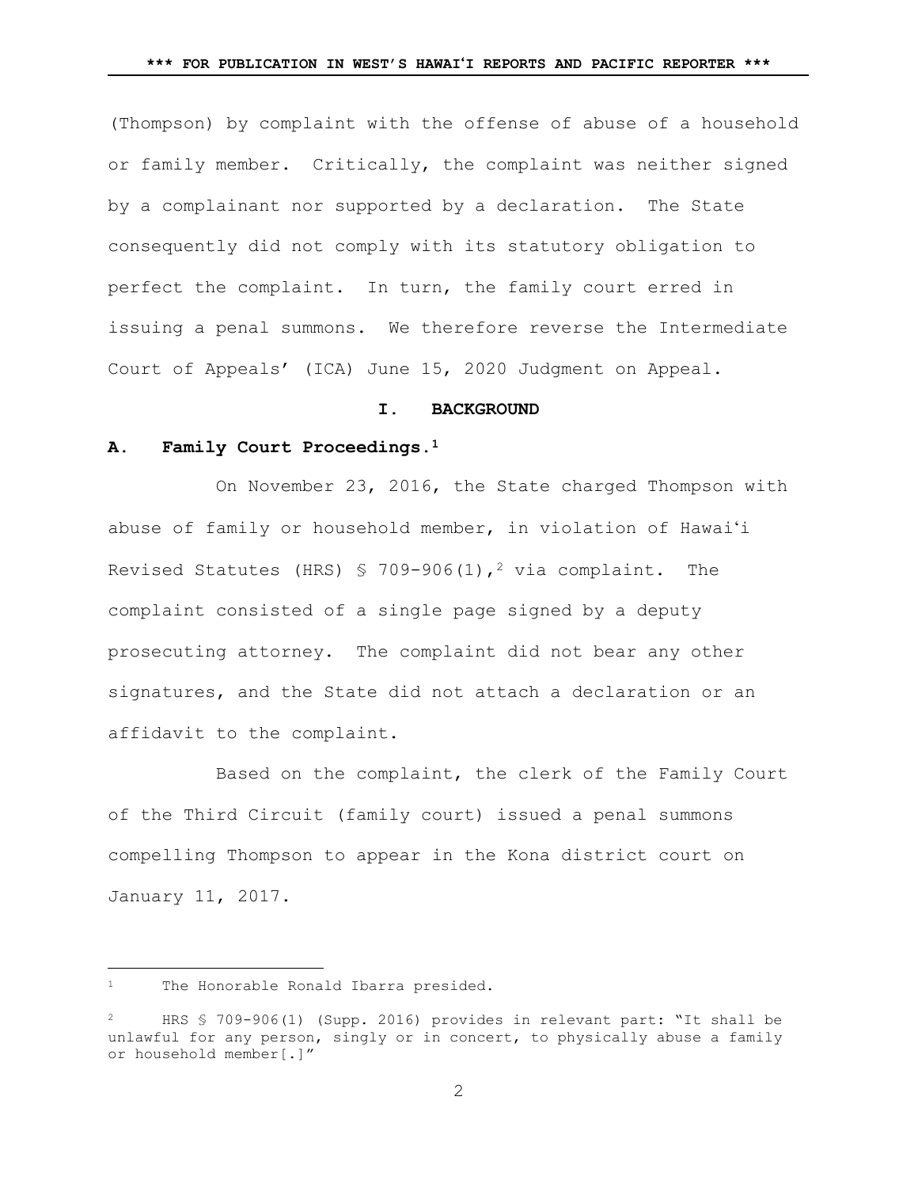(Thompson) by complaint with the offense of abuse of a household or family member. Critically, the complaint was neither signed by a complainant nor supported by a declaration. The State consequently did not comply with its statutory obligation to perfect the complaint. In turn, the family court erred in issuing a penal summons. We therefore reverse the Intermediate Court of Appeals' (ICA) June 15, 2020 Judgment on Appeal.

## I. BACKGROUND

### A. Family Court Proceedings.[1]

On November 23, 2016, the State charged Thompson with abuse of family or household member, in violation of Hawaiʻi Revised Statutes (HRS) § 709-906(1),[2] via complaint. The complaint consisted of a single page signed by a deputy prosecuting attorney. The complaint did not bear any other signatures, and the State did not attach a declaration or an affidavit to the complaint.

Based on the complaint, the clerk of the Family Court of the Third Circuit (family court) issued a penal summons compelling Thompson to appear in the Kona district court on January 11, 2017.

---

[1] The Honorable Ronald Ibarra presided.

[2] HRS § 709-906(1) (Supp. 2016) provides in relevant part: "It shall be unlawful for any person, singly or in concert, to physically abuse a family or household member[.]"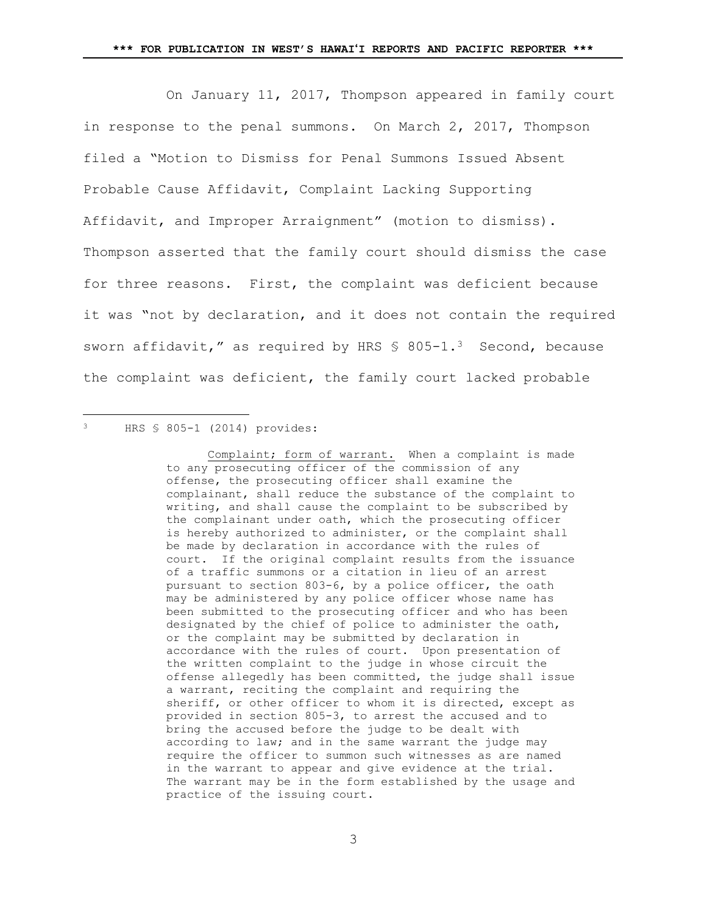On January 11, 2017, Thompson appeared in family court in response to the penal summons. On March 2, 2017, Thompson filed a "Motion to Dismiss for Penal Summons Issued Absent Probable Cause Affidavit, Complaint Lacking Supporting Affidavit, and Improper Arraignment" (motion to dismiss). Thompson asserted that the family court should dismiss the case for three reasons. First, the complaint was deficient because it was "not by declaration, and it does not contain the required sworn affidavit," as required by HRS § 805-1.[3] Second, because the complaint was deficient, the family court lacked probable

---

[3] HRS § 805-1 (2014) provides:

> Complaint; form of warrant. When a complaint is made to any prosecuting officer of the commission of any offense, the prosecuting officer shall examine the complainant, shall reduce the substance of the complaint to writing, and shall cause the complaint to be subscribed by the complainant under oath, which the prosecuting officer is hereby authorized to administer, or the complaint shall be made by declaration in accordance with the rules of court. If the original complaint results from the issuance of a traffic summons or a citation in lieu of an arrest pursuant to section 803-6, by a police officer, the oath may be administered by any police officer whose name has been submitted to the prosecuting officer and who has been designated by the chief of police to administer the oath, or the complaint may be submitted by declaration in accordance with the rules of court. Upon presentation of the written complaint to the judge in whose circuit the offense allegedly has been committed, the judge shall issue a warrant, reciting the complaint and requiring the sheriff, or other officer to whom it is directed, except as provided in section 805-3, to arrest the accused and to bring the accused before the judge to be dealt with according to law; and in the same warrant the judge may require the officer to summon such witnesses as are named in the warrant to appear and give evidence at the trial. The warrant may be in the form established by the usage and practice of the issuing court.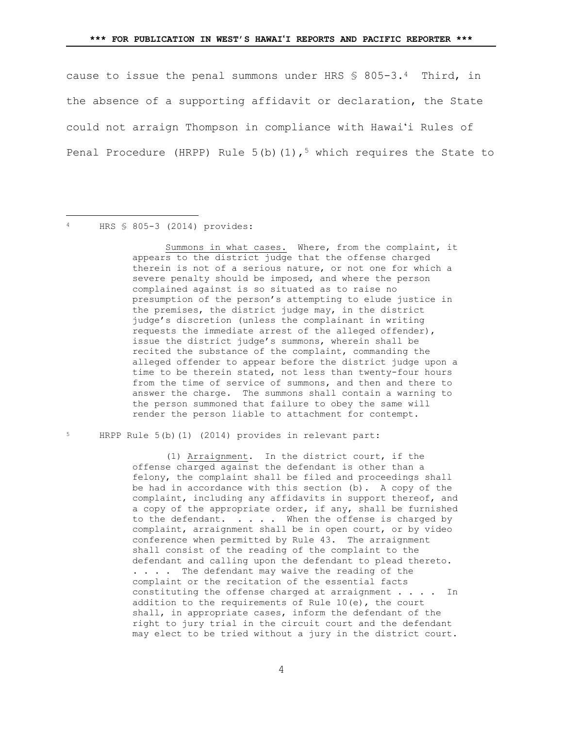cause to issue the penal summons under HRS § 805-3.[4] Third, in the absence of a supporting affidavit or declaration, the State could not arraign Thompson in compliance with Hawaiʻi Rules of Penal Procedure (HRPP) Rule 5(b)(1),[5] which requires the State to

---

[4] HRS § 805-3 (2014) provides:

> Summons in what cases. Where, from the complaint, it appears to the district judge that the offense charged therein is not of a serious nature, or not one for which a severe penalty should be imposed, and where the person complained against is so situated as to raise no presumption of the person's attempting to elude justice in the premises, the district judge may, in the district judge's discretion (unless the complainant in writing requests the immediate arrest of the alleged offender), issue the district judge's summons, wherein shall be recited the substance of the complaint, commanding the alleged offender to appear before the district judge upon a time to be therein stated, not less than twenty-four hours from the time of service of summons, and then and there to answer the charge. The summons shall contain a warning to the person summoned that failure to obey the same will render the person liable to attachment for contempt.

[5] HRPP Rule 5(b)(1) (2014) provides in relevant part:

> (1) Arraignment. In the district court, if the offense charged against the defendant is other than a felony, the complaint shall be filed and proceedings shall be had in accordance with this section (b). A copy of the complaint, including any affidavits in support thereof, and a copy of the appropriate order, if any, shall be furnished to the defendant. . . . . When the offense is charged by complaint, arraignment shall be in open court, or by video conference when permitted by Rule 43. The arraignment shall consist of the reading of the complaint to the defendant and calling upon the defendant to plead thereto. . . . . The defendant may waive the reading of the complaint or the recitation of the essential facts constituting the offense charged at arraignment . . . . In addition to the requirements of Rule 10(e), the court shall, in appropriate cases, inform the defendant of the right to jury trial in the circuit court and the defendant may elect to be tried without a jury in the district court.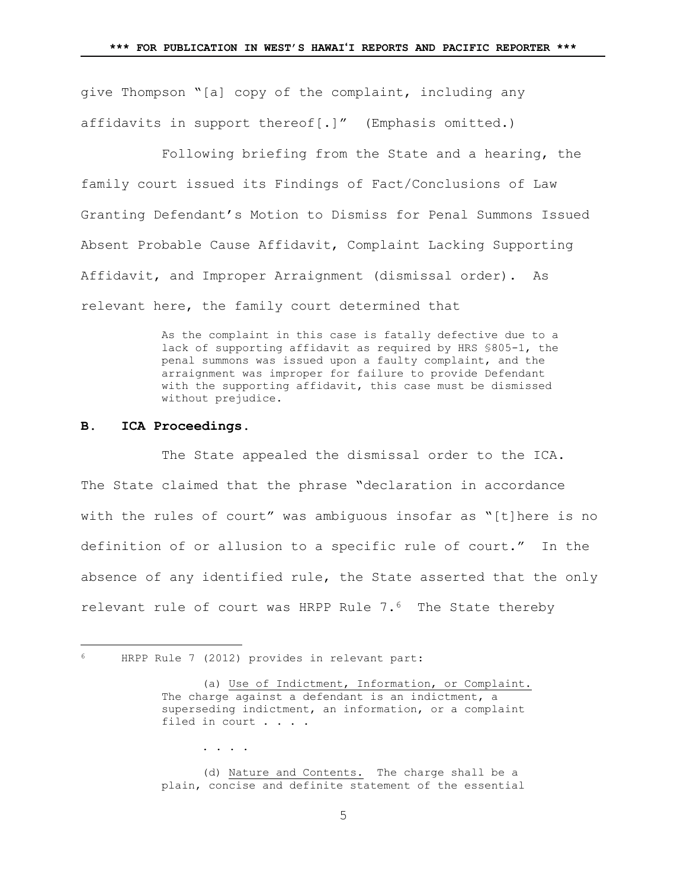give Thompson "[a] copy of the complaint, including any affidavits in support thereof[.]" (Emphasis omitted.)

Following briefing from the State and a hearing, the family court issued its Findings of Fact/Conclusions of Law Granting Defendant's Motion to Dismiss for Penal Summons Issued Absent Probable Cause Affidavit, Complaint Lacking Supporting Affidavit, and Improper Arraignment (dismissal order). As relevant here, the family court determined that

> As the complaint in this case is fatally defective due to a lack of supporting affidavit as required by HRS §805-1, the penal summons was issued upon a faulty complaint, and the arraignment was improper for failure to provide Defendant with the supporting affidavit, this case must be dismissed without prejudice.

### B. ICA Proceedings.

The State appealed the dismissal order to the ICA. The State claimed that the phrase "declaration in accordance with the rules of court" was ambiguous insofar as "[t]here is no definition of or allusion to a specific rule of court." In the absence of any identified rule, the State asserted that the only relevant rule of court was HRPP Rule 7.[6] The State thereby

---

[6] HRPP Rule 7 (2012) provides in relevant part:

> (a) Use of Indictment, Information, or Complaint. The charge against a defendant is an indictment, a superseding indictment, an information, or a complaint filed in court . . . .
>
> . . . .
>
> (d) Nature and Contents. The charge shall be a plain, concise and definite statement of the essential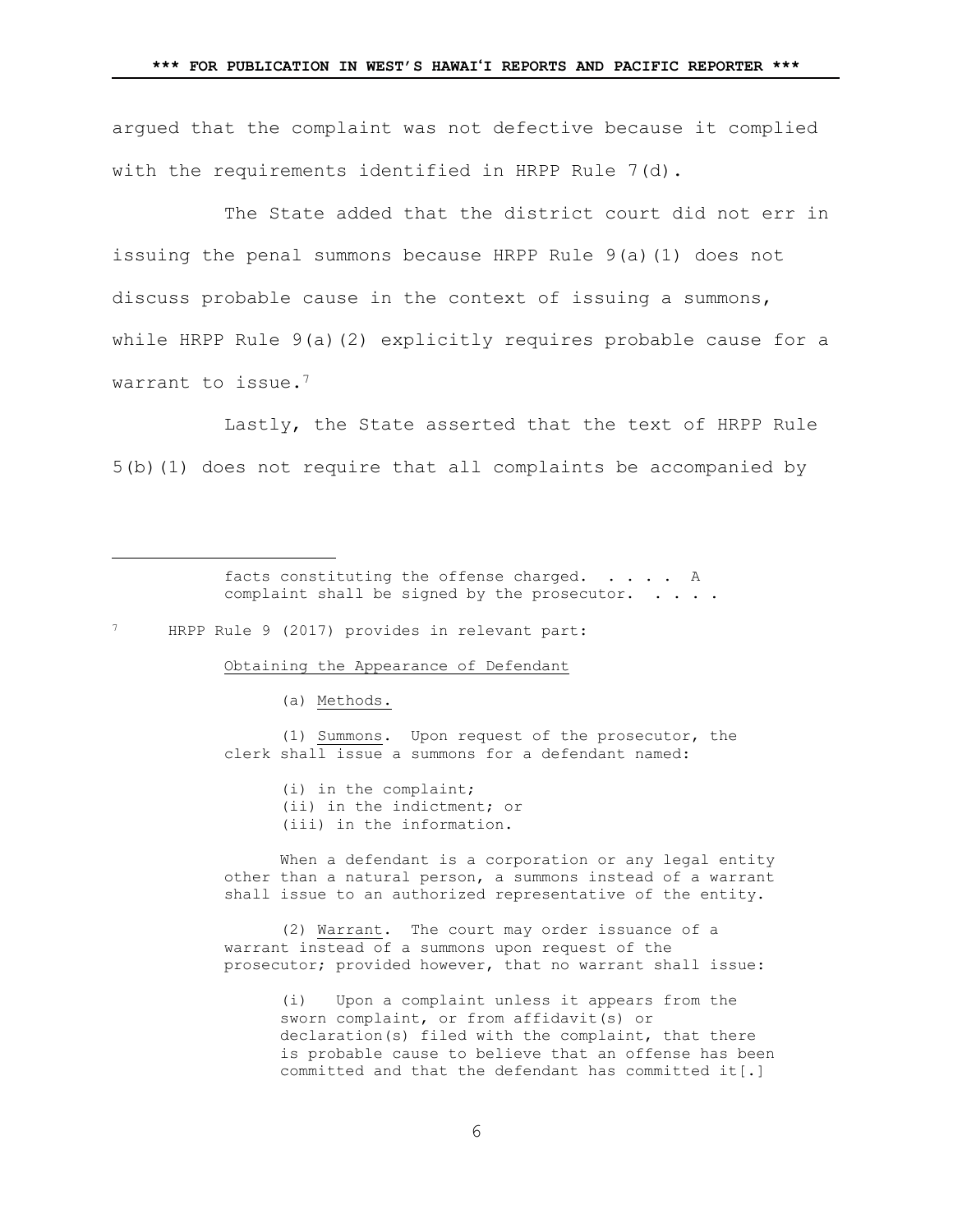argued that the complaint was not defective because it complied with the requirements identified in HRPP Rule 7(d).

The State added that the district court did not err in issuing the penal summons because HRPP Rule 9(a)(1) does not discuss probable cause in the context of issuing a summons, while HRPP Rule 9(a)(2) explicitly requires probable cause for a warrant to issue.[7]

Lastly, the State asserted that the text of HRPP Rule 5(b)(1) does not require that all complaints be accompanied by

---

> facts constituting the offense charged. . . . . A complaint shall be signed by the prosecutor. . . . .

[7] HRPP Rule 9 (2017) provides in relevant part:

> Obtaining the Appearance of Defendant
>
> (a) Methods.
>
> (1) Summons. Upon request of the prosecutor, the clerk shall issue a summons for a defendant named:
>
> (i) in the complaint;
> (ii) in the indictment; or
> (iii) in the information.
>
> When a defendant is a corporation or any legal entity other than a natural person, a summons instead of a warrant shall issue to an authorized representative of the entity.
>
> (2) Warrant. The court may order issuance of a warrant instead of a summons upon request of the prosecutor; provided however, that no warrant shall issue:
>
> (i) Upon a complaint unless it appears from the sworn complaint, or from affidavit(s) or declaration(s) filed with the complaint, that there is probable cause to believe that an offense has been committed and that the defendant has committed it[.]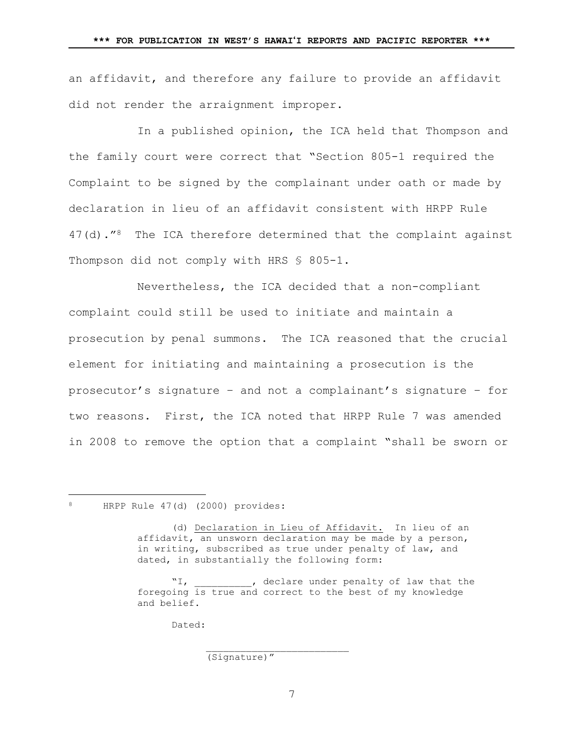an affidavit, and therefore any failure to provide an affidavit did not render the arraignment improper.

In a published opinion, the ICA held that Thompson and the family court were correct that "Section 805-1 required the Complaint to be signed by the complainant under oath or made by declaration in lieu of an affidavit consistent with HRPP Rule 47(d)."[8] The ICA therefore determined that the complaint against Thompson did not comply with HRS § 805-1.

Nevertheless, the ICA decided that a non-compliant complaint could still be used to initiate and maintain a prosecution by penal summons. The ICA reasoned that the crucial element for initiating and maintaining a prosecution is the prosecutor's signature – and not a complainant's signature – for two reasons. First, the ICA noted that HRPP Rule 7 was amended in 2008 to remove the option that a complaint "shall be sworn or

---

[8] HRPP Rule 47(d) (2000) provides:

> (d) Declaration in Lieu of Affidavit. In lieu of an affidavit, an unsworn declaration may be made by a person, in writing, subscribed as true under penalty of law, and dated, in substantially the following form:
>
> "I, __________, declare under penalty of law that the foregoing is true and correct to the best of my knowledge and belief.
>
> Dated:
>
> ________________________
> (Signature)"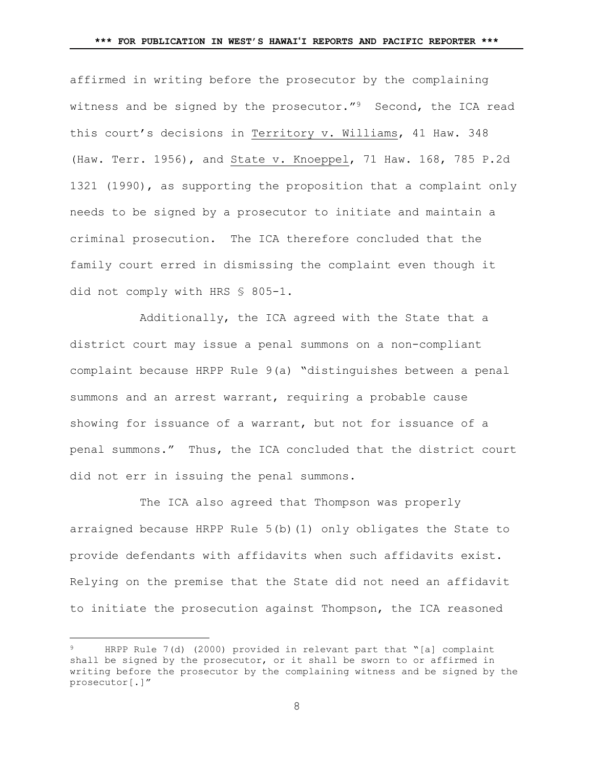affirmed in writing before the prosecutor by the complaining witness and be signed by the prosecutor."[9] Second, the ICA read this court's decisions in Territory v. Williams, 41 Haw. 348 (Haw. Terr. 1956), and State v. Knoeppel, 71 Haw. 168, 785 P.2d 1321 (1990), as supporting the proposition that a complaint only needs to be signed by a prosecutor to initiate and maintain a criminal prosecution. The ICA therefore concluded that the family court erred in dismissing the complaint even though it did not comply with HRS § 805-1.

Additionally, the ICA agreed with the State that a district court may issue a penal summons on a non-compliant complaint because HRPP Rule 9(a) "distinguishes between a penal summons and an arrest warrant, requiring a probable cause showing for issuance of a warrant, but not for issuance of a penal summons." Thus, the ICA concluded that the district court did not err in issuing the penal summons.

The ICA also agreed that Thompson was properly arraigned because HRPP Rule 5(b)(1) only obligates the State to provide defendants with affidavits when such affidavits exist. Relying on the premise that the State did not need an affidavit to initiate the prosecution against Thompson, the ICA reasoned

---

[9] HRPP Rule 7(d) (2000) provided in relevant part that "[a] complaint shall be signed by the prosecutor, or it shall be sworn to or affirmed in writing before the prosecutor by the complaining witness and be signed by the prosecutor[.]"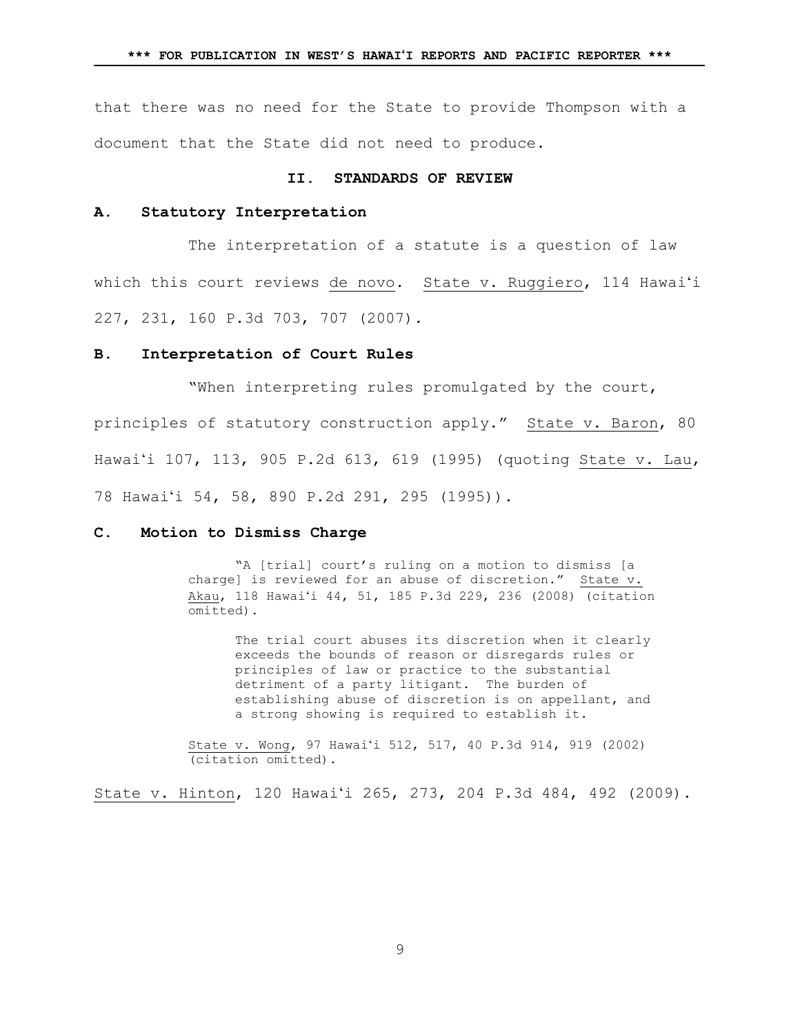that there was no need for the State to provide Thompson with a document that the State did not need to produce.

## II. STANDARDS OF REVIEW

### A. Statutory Interpretation

The interpretation of a statute is a question of law which this court reviews de novo. State v. Ruggiero, 114 Hawaiʻi 227, 231, 160 P.3d 703, 707 (2007).

### B. Interpretation of Court Rules

"When interpreting rules promulgated by the court, principles of statutory construction apply." State v. Baron, 80 Hawaiʻi 107, 113, 905 P.2d 613, 619 (1995) (quoting State v. Lau, 78 Hawaiʻi 54, 58, 890 P.2d 291, 295 (1995)).

### C. Motion to Dismiss Charge

> "A [trial] court's ruling on a motion to dismiss [a charge] is reviewed for an abuse of discretion." State v. Akau, 118 Hawaiʻi 44, 51, 185 P.3d 229, 236 (2008) (citation omitted).
>
> > The trial court abuses its discretion when it clearly exceeds the bounds of reason or disregards rules or principles of law or practice to the substantial detriment of a party litigant. The burden of establishing abuse of discretion is on appellant, and a strong showing is required to establish it.
>
> State v. Wong, 97 Hawaiʻi 512, 517, 40 P.3d 914, 919 (2002) (citation omitted).

State v. Hinton, 120 Hawaiʻi 265, 273, 204 P.3d 484, 492 (2009).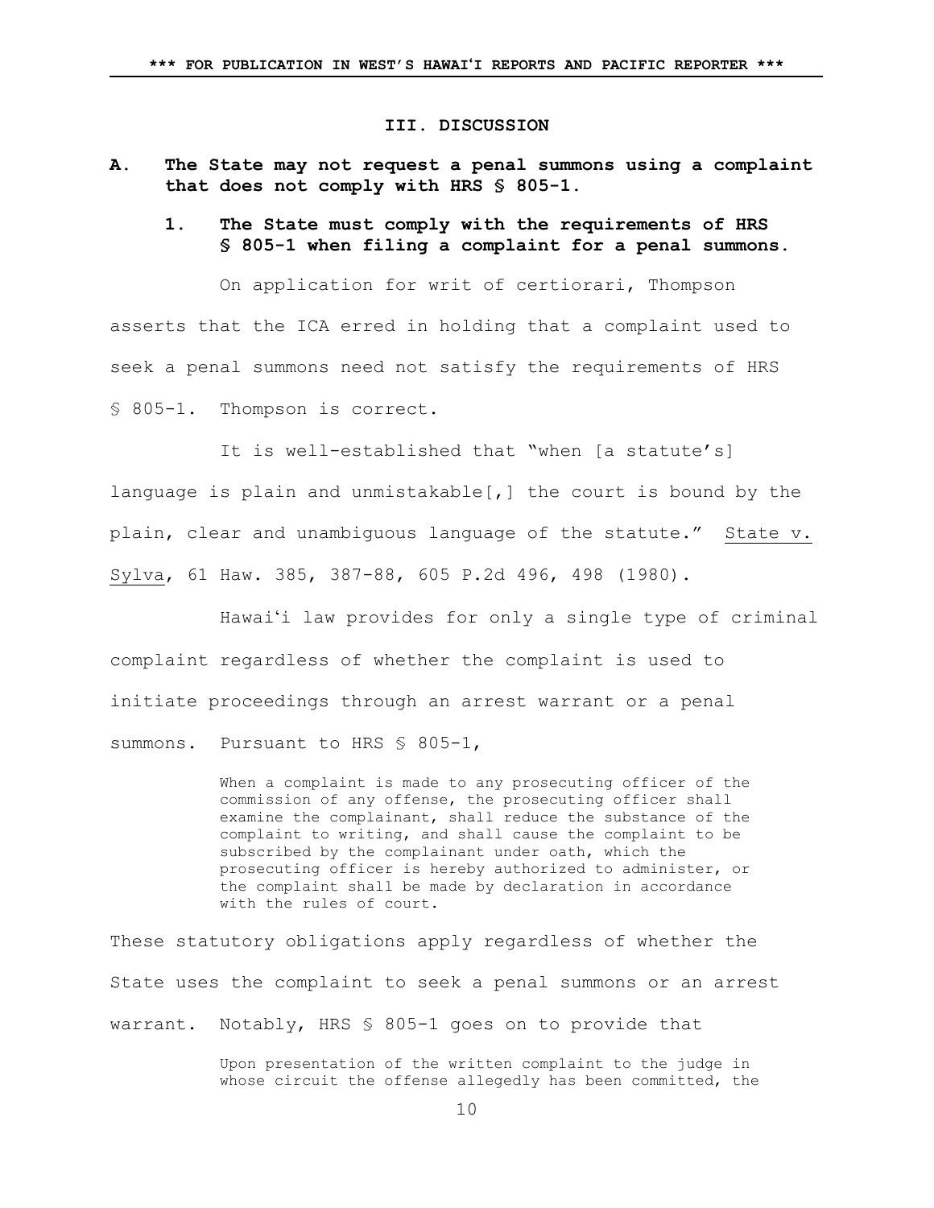## III. DISCUSSION

### A. The State may not request a penal summons using a complaint that does not comply with HRS § 805-1.

#### 1. The State must comply with the requirements of HRS § 805-1 when filing a complaint for a penal summons.

On application for writ of certiorari, Thompson asserts that the ICA erred in holding that a complaint used to seek a penal summons need not satisfy the requirements of HRS § 805-1. Thompson is correct.

It is well-established that "when [a statute's] language is plain and unmistakable[,] the court is bound by the plain, clear and unambiguous language of the statute." State v. Sylva, 61 Haw. 385, 387-88, 605 P.2d 496, 498 (1980).

Hawaiʻi law provides for only a single type of criminal complaint regardless of whether the complaint is used to initiate proceedings through an arrest warrant or a penal summons. Pursuant to HRS § 805-1,

> When a complaint is made to any prosecuting officer of the commission of any offense, the prosecuting officer shall examine the complainant, shall reduce the substance of the complaint to writing, and shall cause the complaint to be subscribed by the complainant under oath, which the prosecuting officer is hereby authorized to administer, or the complaint shall be made by declaration in accordance with the rules of court.

These statutory obligations apply regardless of whether the State uses the complaint to seek a penal summons or an arrest warrant. Notably, HRS § 805-1 goes on to provide that

> Upon presentation of the written complaint to the judge in whose circuit the offense allegedly has been committed, the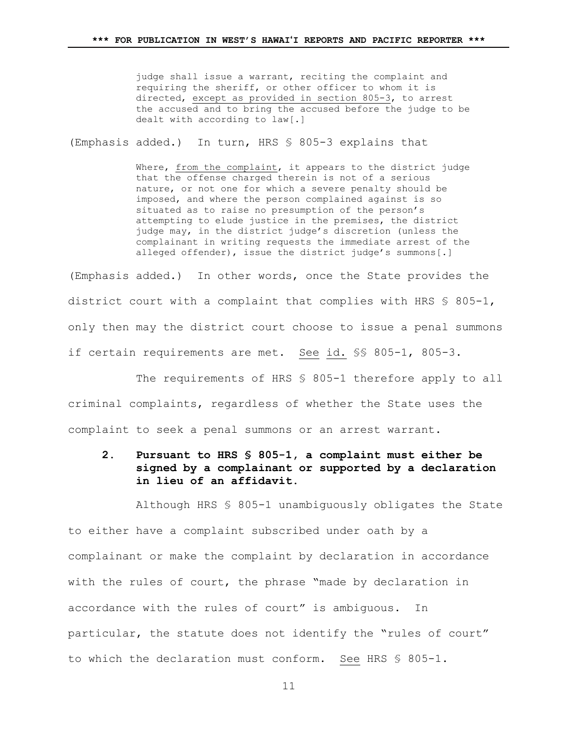> judge shall issue a warrant, reciting the complaint and requiring the sheriff, or other officer to whom it is directed, <u>except as provided in section 805-3</u>, to arrest the accused and to bring the accused before the judge to be dealt with according to law[.]

(Emphasis added.) In turn, HRS § 805-3 explains that

> Where, <u>from the complaint</u>, it appears to the district judge that the offense charged therein is not of a serious nature, or not one for which a severe penalty should be imposed, and where the person complained against is so situated as to raise no presumption of the person's attempting to elude justice in the premises, the district judge may, in the district judge's discretion (unless the complainant in writing requests the immediate arrest of the alleged offender), issue the district judge's summons[.]

(Emphasis added.) In other words, once the State provides the district court with a complaint that complies with HRS § 805-1, only then may the district court choose to issue a penal summons if certain requirements are met. <u>See</u> <u>id.</u> §§ 805-1, 805-3.

The requirements of HRS § 805-1 therefore apply to all criminal complaints, regardless of whether the State uses the complaint to seek a penal summons or an arrest warrant.

### 2. Pursuant to HRS § 805-1, a complaint must either be signed by a complainant or supported by a declaration in lieu of an affidavit.

Although HRS § 805-1 unambiguously obligates the State to either have a complaint subscribed under oath by a complainant or make the complaint by declaration in accordance with the rules of court, the phrase "made by declaration in accordance with the rules of court" is ambiguous. In particular, the statute does not identify the "rules of court" to which the declaration must conform. <u>See</u> HRS § 805-1.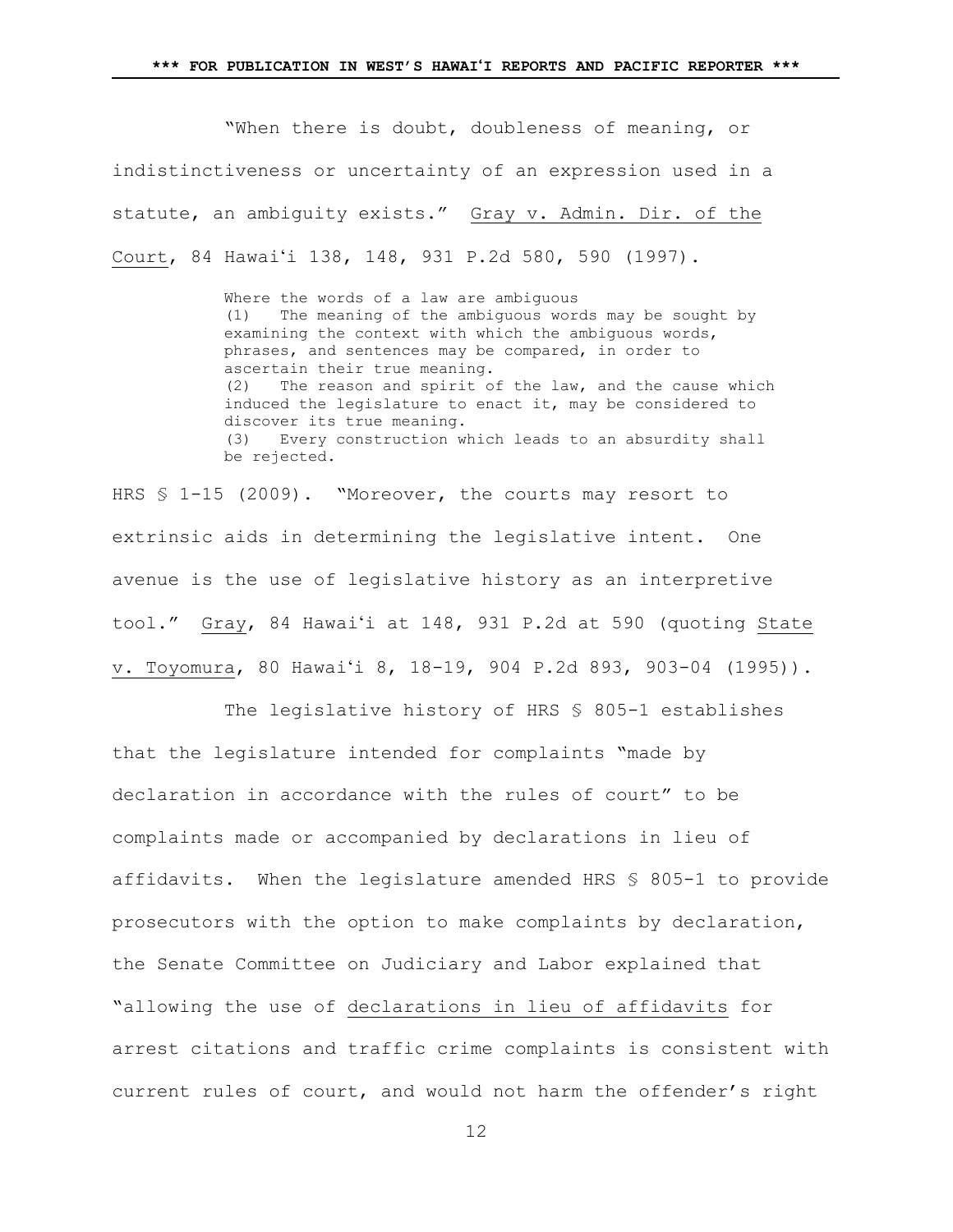"When there is doubt, doubleness of meaning, or indistinctiveness or uncertainty of an expression used in a statute, an ambiguity exists." Gray v. Admin. Dir. of the Court, 84 Hawai‘i 138, 148, 931 P.2d 580, 590 (1997).

> Where the words of a law are ambiguous
> (1) The meaning of the ambiguous words may be sought by examining the context with which the ambiguous words, phrases, and sentences may be compared, in order to ascertain their true meaning.
> (2) The reason and spirit of the law, and the cause which induced the legislature to enact it, may be considered to discover its true meaning.
> (3) Every construction which leads to an absurdity shall be rejected.

HRS § 1-15 (2009). "Moreover, the courts may resort to extrinsic aids in determining the legislative intent. One avenue is the use of legislative history as an interpretive tool." Gray, 84 Hawai‘i at 148, 931 P.2d at 590 (quoting State v. Toyomura, 80 Hawai‘i 8, 18-19, 904 P.2d 893, 903-04 (1995)).

The legislative history of HRS § 805-1 establishes that the legislature intended for complaints "made by declaration in accordance with the rules of court" to be complaints made or accompanied by declarations in lieu of affidavits. When the legislature amended HRS § 805-1 to provide prosecutors with the option to make complaints by declaration, the Senate Committee on Judiciary and Labor explained that "allowing the use of declarations in lieu of affidavits for arrest citations and traffic crime complaints is consistent with current rules of court, and would not harm the offender's right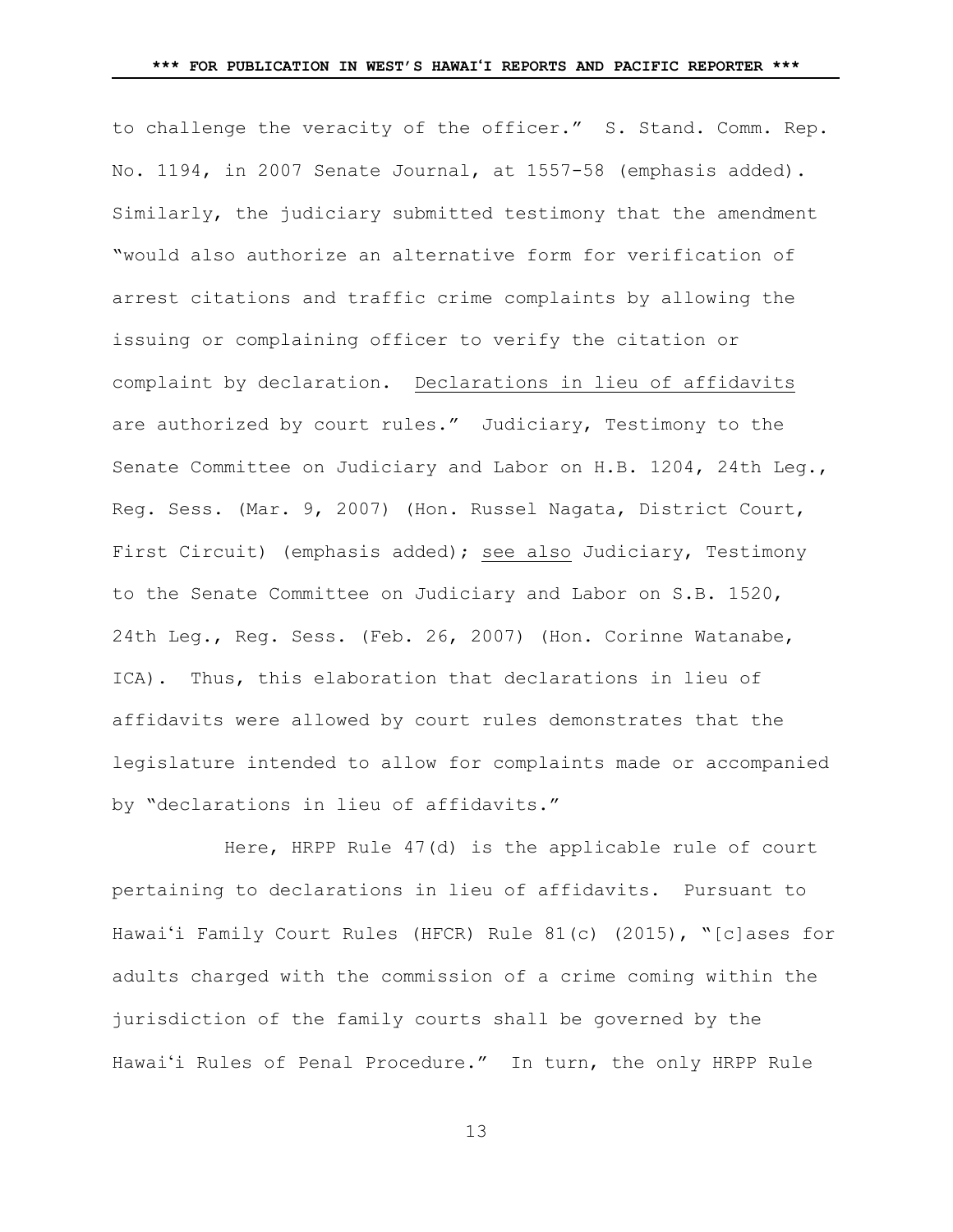to challenge the veracity of the officer." S. Stand. Comm. Rep. No. 1194, in 2007 Senate Journal, at 1557-58 (emphasis added). Similarly, the judiciary submitted testimony that the amendment "would also authorize an alternative form for verification of arrest citations and traffic crime complaints by allowing the issuing or complaining officer to verify the citation or complaint by declaration. Declarations in lieu of affidavits are authorized by court rules." Judiciary, Testimony to the Senate Committee on Judiciary and Labor on H.B. 1204, 24th Leg., Reg. Sess. (Mar. 9, 2007) (Hon. Russel Nagata, District Court, First Circuit) (emphasis added); see also Judiciary, Testimony to the Senate Committee on Judiciary and Labor on S.B. 1520, 24th Leg., Reg. Sess. (Feb. 26, 2007) (Hon. Corinne Watanabe, ICA). Thus, this elaboration that declarations in lieu of affidavits were allowed by court rules demonstrates that the legislature intended to allow for complaints made or accompanied by "declarations in lieu of affidavits."

Here, HRPP Rule 47(d) is the applicable rule of court pertaining to declarations in lieu of affidavits. Pursuant to Hawaiʻi Family Court Rules (HFCR) Rule 81(c) (2015), "[c]ases for adults charged with the commission of a crime coming within the jurisdiction of the family courts shall be governed by the Hawaiʻi Rules of Penal Procedure." In turn, the only HRPP Rule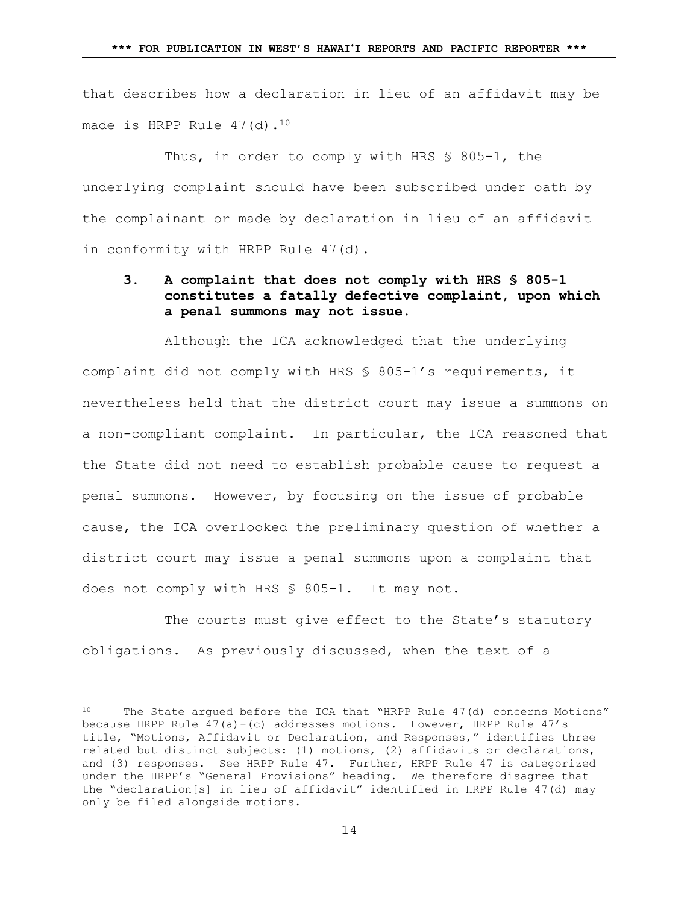that describes how a declaration in lieu of an affidavit may be made is HRPP Rule 47(d).[10]

Thus, in order to comply with HRS § 805-1, the underlying complaint should have been subscribed under oath by the complainant or made by declaration in lieu of an affidavit in conformity with HRPP Rule 47(d).

### 3. A complaint that does not comply with HRS § 805-1 constitutes a fatally defective complaint, upon which a penal summons may not issue.

Although the ICA acknowledged that the underlying complaint did not comply with HRS § 805-1's requirements, it nevertheless held that the district court may issue a summons on a non-compliant complaint. In particular, the ICA reasoned that the State did not need to establish probable cause to request a penal summons. However, by focusing on the issue of probable cause, the ICA overlooked the preliminary question of whether a district court may issue a penal summons upon a complaint that does not comply with HRS § 805-1. It may not.

The courts must give effect to the State's statutory obligations. As previously discussed, when the text of a

---

[10] The State argued before the ICA that "HRPP Rule 47(d) concerns Motions" because HRPP Rule 47(a)-(c) addresses motions. However, HRPP Rule 47's title, "Motions, Affidavit or Declaration, and Responses," identifies three related but distinct subjects: (1) motions, (2) affidavits or declarations, and (3) responses. See HRPP Rule 47. Further, HRPP Rule 47 is categorized under the HRPP's "General Provisions" heading. We therefore disagree that the "declaration[s] in lieu of affidavit" identified in HRPP Rule 47(d) may only be filed alongside motions.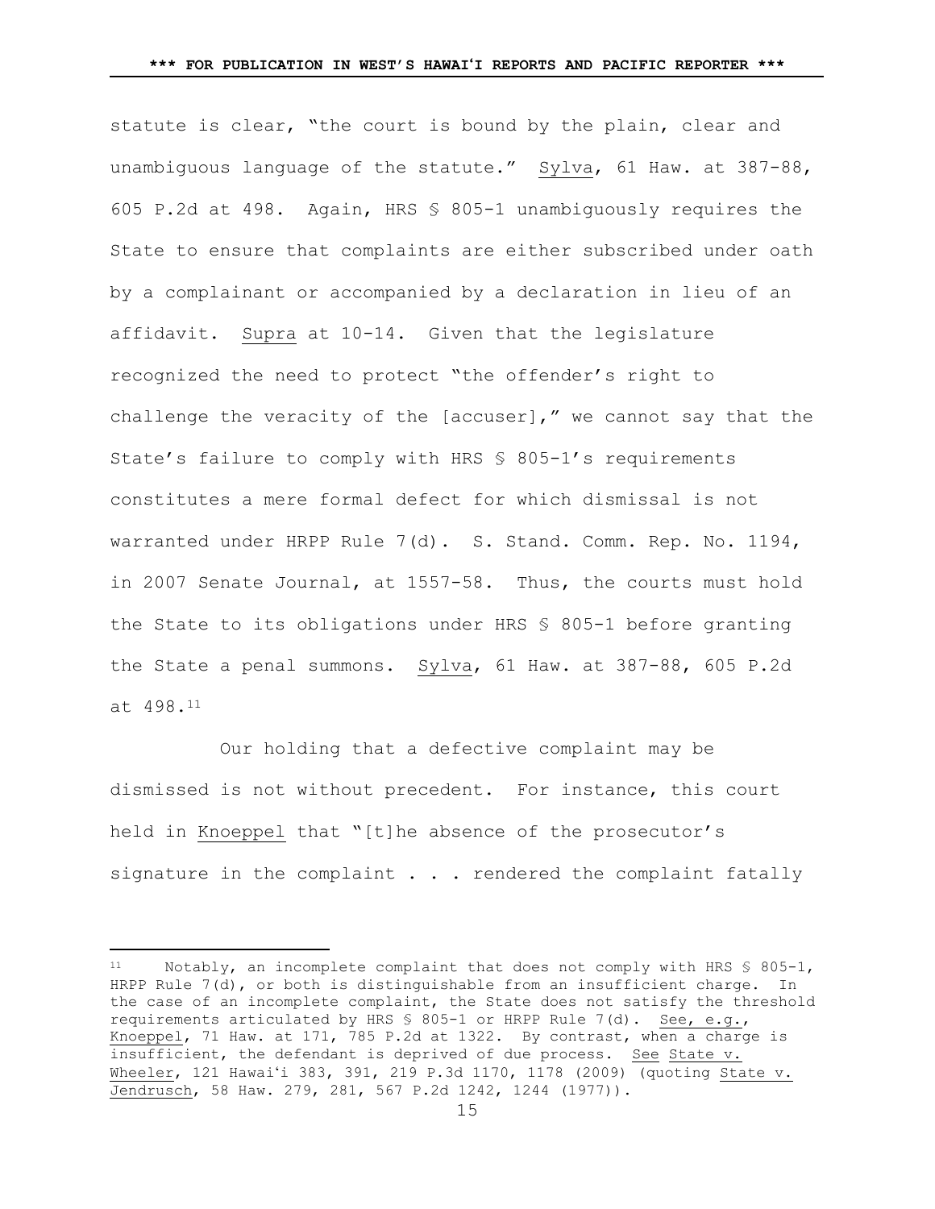statute is clear, "the court is bound by the plain, clear and unambiguous language of the statute." Sylva, 61 Haw. at 387-88, 605 P.2d at 498. Again, HRS § 805-1 unambiguously requires the State to ensure that complaints are either subscribed under oath by a complainant or accompanied by a declaration in lieu of an affidavit. Supra at 10-14. Given that the legislature recognized the need to protect "the offender's right to challenge the veracity of the [accuser]," we cannot say that the State's failure to comply with HRS § 805-1's requirements constitutes a mere formal defect for which dismissal is not warranted under HRPP Rule 7(d). S. Stand. Comm. Rep. No. 1194, in 2007 Senate Journal, at 1557-58. Thus, the courts must hold the State to its obligations under HRS § 805-1 before granting the State a penal summons. Sylva, 61 Haw. at 387-88, 605 P.2d at 498.[11]

Our holding that a defective complaint may be dismissed is not without precedent. For instance, this court held in Knoeppel that "[t]he absence of the prosecutor's signature in the complaint . . . rendered the complaint fatally

---

[11] Notably, an incomplete complaint that does not comply with HRS § 805-1, HRPP Rule 7(d), or both is distinguishable from an insufficient charge. In the case of an incomplete complaint, the State does not satisfy the threshold requirements articulated by HRS § 805-1 or HRPP Rule 7(d). See, e.g., Knoeppel, 71 Haw. at 171, 785 P.2d at 1322. By contrast, when a charge is insufficient, the defendant is deprived of due process. See State v. Wheeler, 121 Hawaiʻi 383, 391, 219 P.3d 1170, 1178 (2009) (quoting State v. Jendrusch, 58 Haw. 279, 281, 567 P.2d 1242, 1244 (1977)).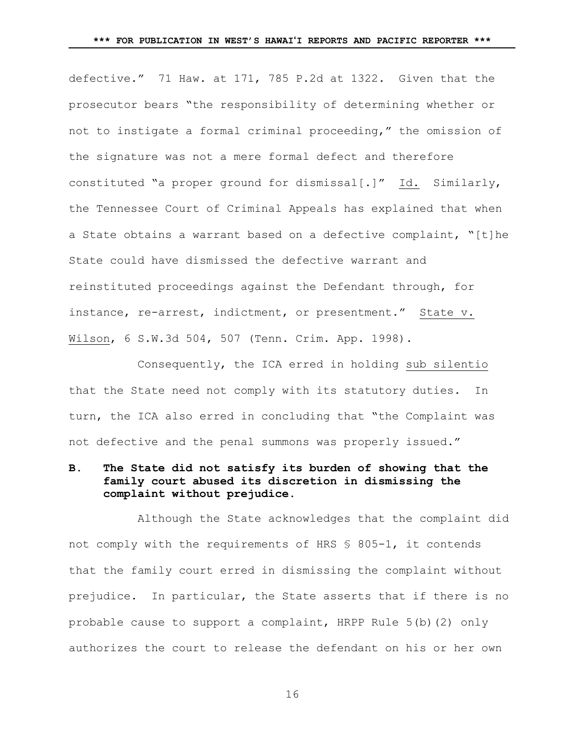defective." 71 Haw. at 171, 785 P.2d at 1322. Given that the prosecutor bears "the responsibility of determining whether or not to instigate a formal criminal proceeding," the omission of the signature was not a mere formal defect and therefore constituted "a proper ground for dismissal[.]" Id. Similarly, the Tennessee Court of Criminal Appeals has explained that when a State obtains a warrant based on a defective complaint, "[t]he State could have dismissed the defective warrant and reinstituted proceedings against the Defendant through, for instance, re-arrest, indictment, or presentment." State v. Wilson, 6 S.W.3d 504, 507 (Tenn. Crim. App. 1998).

Consequently, the ICA erred in holding sub silentio that the State need not comply with its statutory duties. In turn, the ICA also erred in concluding that "the Complaint was not defective and the penal summons was properly issued."

**B. The State did not satisfy its burden of showing that the family court abused its discretion in dismissing the complaint without prejudice.**

Although the State acknowledges that the complaint did not comply with the requirements of HRS § 805-1, it contends that the family court erred in dismissing the complaint without prejudice. In particular, the State asserts that if there is no probable cause to support a complaint, HRPP Rule 5(b)(2) only authorizes the court to release the defendant on his or her own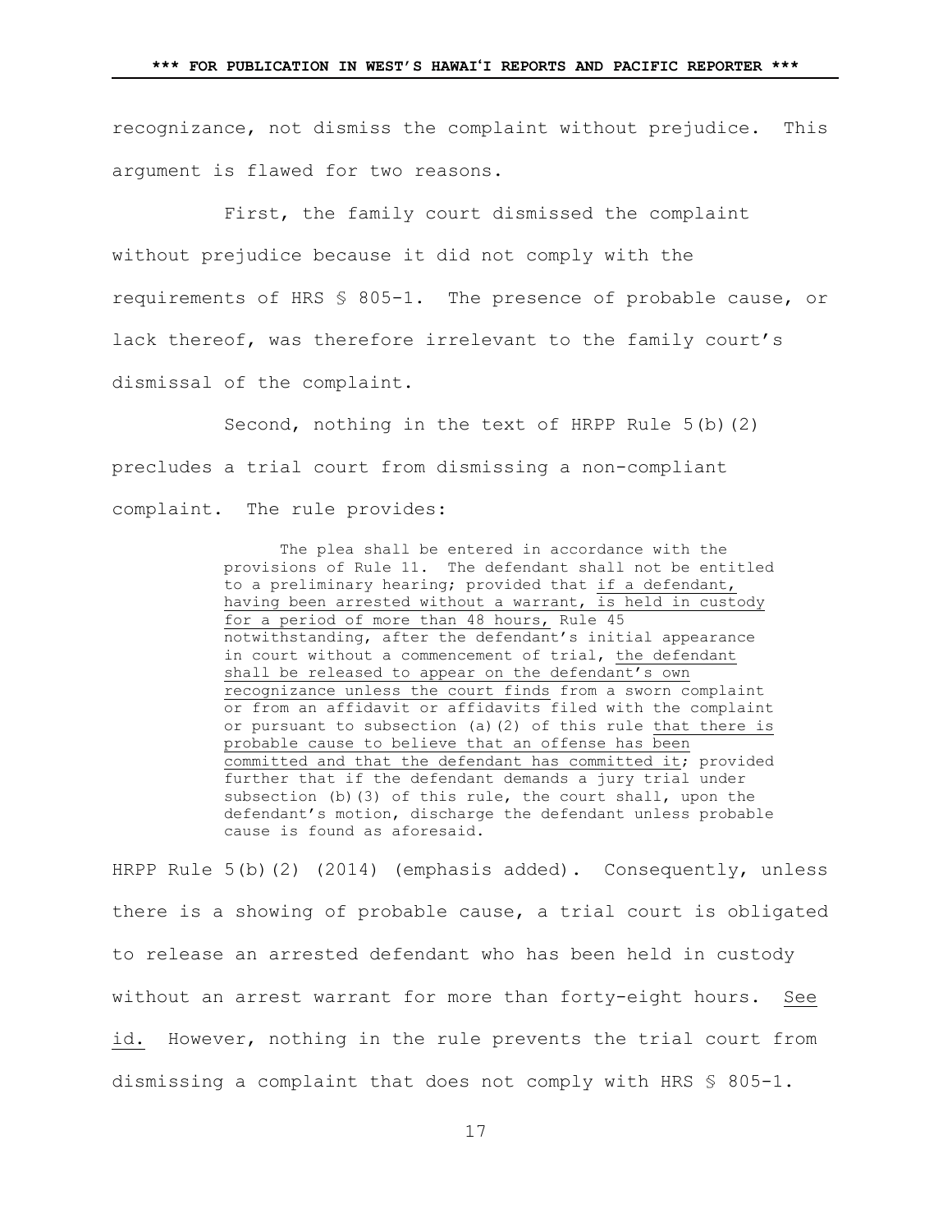recognizance, not dismiss the complaint without prejudice. This argument is flawed for two reasons.

First, the family court dismissed the complaint without prejudice because it did not comply with the requirements of HRS § 805-1. The presence of probable cause, or lack thereof, was therefore irrelevant to the family court's dismissal of the complaint.

Second, nothing in the text of HRPP Rule 5(b)(2) precludes a trial court from dismissing a non-compliant complaint. The rule provides:

> The plea shall be entered in accordance with the provisions of Rule 11. The defendant shall not be entitled to a preliminary hearing; provided that <u>if a defendant, having been arrested without a warrant, is held in custody for a period of more than 48 hours,</u> Rule 45 notwithstanding, after the defendant's initial appearance in court without a commencement of trial, <u>the defendant shall be released to appear on the defendant's own recognizance unless the court finds</u> from a sworn complaint or from an affidavit or affidavits filed with the complaint or pursuant to subsection (a)(2) of this rule <u>that there is probable cause to believe that an offense has been committed and that the defendant has committed it</u>; provided further that if the defendant demands a jury trial under subsection (b)(3) of this rule, the court shall, upon the defendant's motion, discharge the defendant unless probable cause is found as aforesaid.

HRPP Rule 5(b)(2) (2014) (emphasis added). Consequently, unless there is a showing of probable cause, a trial court is obligated to release an arrested defendant who has been held in custody without an arrest warrant for more than forty-eight hours. <u>See id.</u> However, nothing in the rule prevents the trial court from dismissing a complaint that does not comply with HRS § 805-1.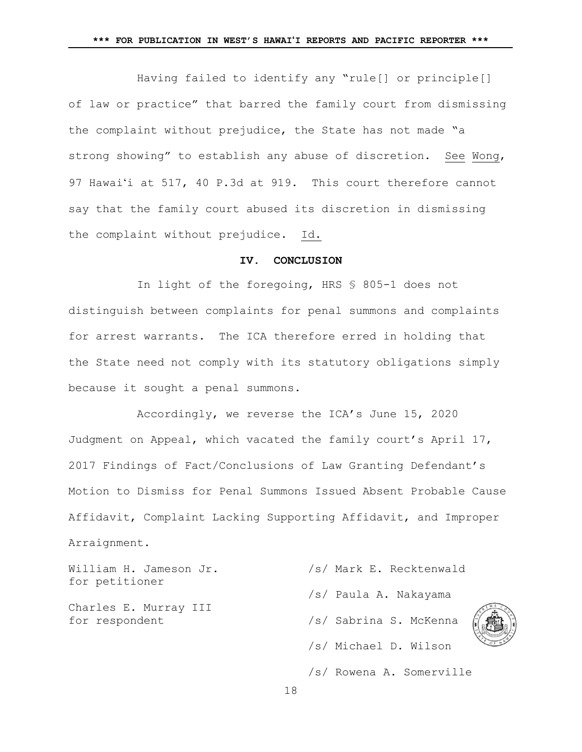Having failed to identify any "rule[] or principle[] of law or practice" that barred the family court from dismissing the complaint without prejudice, the State has not made "a strong showing" to establish any abuse of discretion. See Wong, 97 Hawaiʻi at 517, 40 P.3d at 919. This court therefore cannot say that the family court abused its discretion in dismissing the complaint without prejudice. Id.

## IV. CONCLUSION

In light of the foregoing, HRS § 805-1 does not distinguish between complaints for penal summons and complaints for arrest warrants. The ICA therefore erred in holding that the State need not comply with its statutory obligations simply because it sought a penal summons.

Accordingly, we reverse the ICA's June 15, 2020 Judgment on Appeal, which vacated the family court's April 17, 2017 Findings of Fact/Conclusions of Law Granting Defendant's Motion to Dismiss for Penal Summons Issued Absent Probable Cause Affidavit, Complaint Lacking Supporting Affidavit, and Improper Arraignment.

William H. Jameson Jr.
for petitioner

Charles E. Murray III
for respondent

/s/ Mark E. Recktenwald

/s/ Paula A. Nakayama

/s/ Sabrina S. McKenna

/s/ Michael D. Wilson

/s/ Rowena A. Somerville